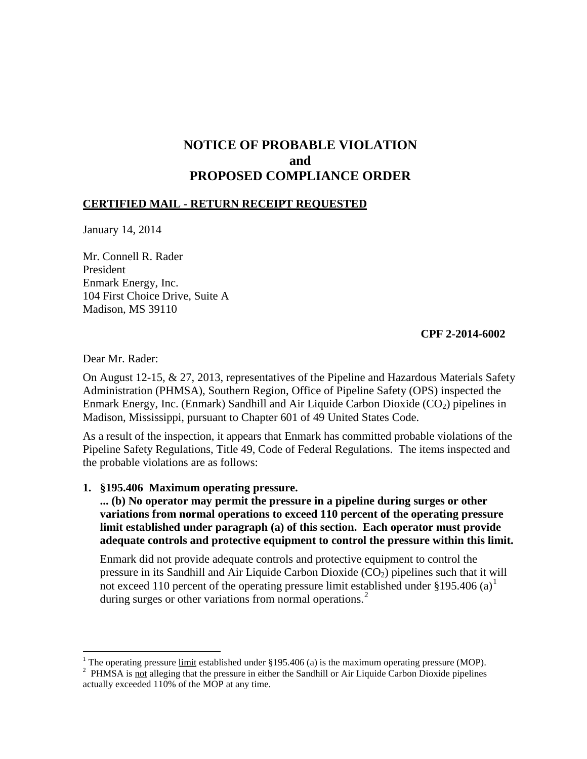# NOTICE OF PROBABLE VIOLATION
# and
# PROPOSED COMPLIANCE ORDER

**CERTIFIED MAIL - RETURN RECEIPT REQUESTED**

January 14, 2014

Mr. Connell R. Rader
President
Enmark Energy, Inc.
104 First Choice Drive, Suite A
Madison, MS 39110

**CPF 2-2014-6002**

Dear Mr. Rader:

On August 12-15, & 27, 2013, representatives of the Pipeline and Hazardous Materials Safety Administration (PHMSA), Southern Region, Office of Pipeline Safety (OPS) inspected the Enmark Energy, Inc. (Enmark) Sandhill and Air Liquide Carbon Dioxide ($CO_2$) pipelines in Madison, Mississippi, pursuant to Chapter 601 of 49 United States Code.

As a result of the inspection, it appears that Enmark has committed probable violations of the Pipeline Safety Regulations, Title 49, Code of Federal Regulations. The items inspected and the probable violations are as follows:

**1. §195.406 Maximum operating pressure.**
**... (b) No operator may permit the pressure in a pipeline during surges or other variations from normal operations to exceed 110 percent of the operating pressure limit established under paragraph (a) of this section. Each operator must provide adequate controls and protective equipment to control the pressure within this limit.**

Enmark did not provide adequate controls and protective equipment to control the pressure in its Sandhill and Air Liquide Carbon Dioxide ($CO_2$) pipelines such that it will not exceed 110 percent of the operating pressure limit established under §195.406 (a)[1] during surges or other variations from normal operations.[2]

---

[1] The operating pressure limit established under §195.406 (a) is the maximum operating pressure (MOP).

[2] PHMSA is not alleging that the pressure in either the Sandhill or Air Liquide Carbon Dioxide pipelines actually exceeded 110% of the MOP at any time.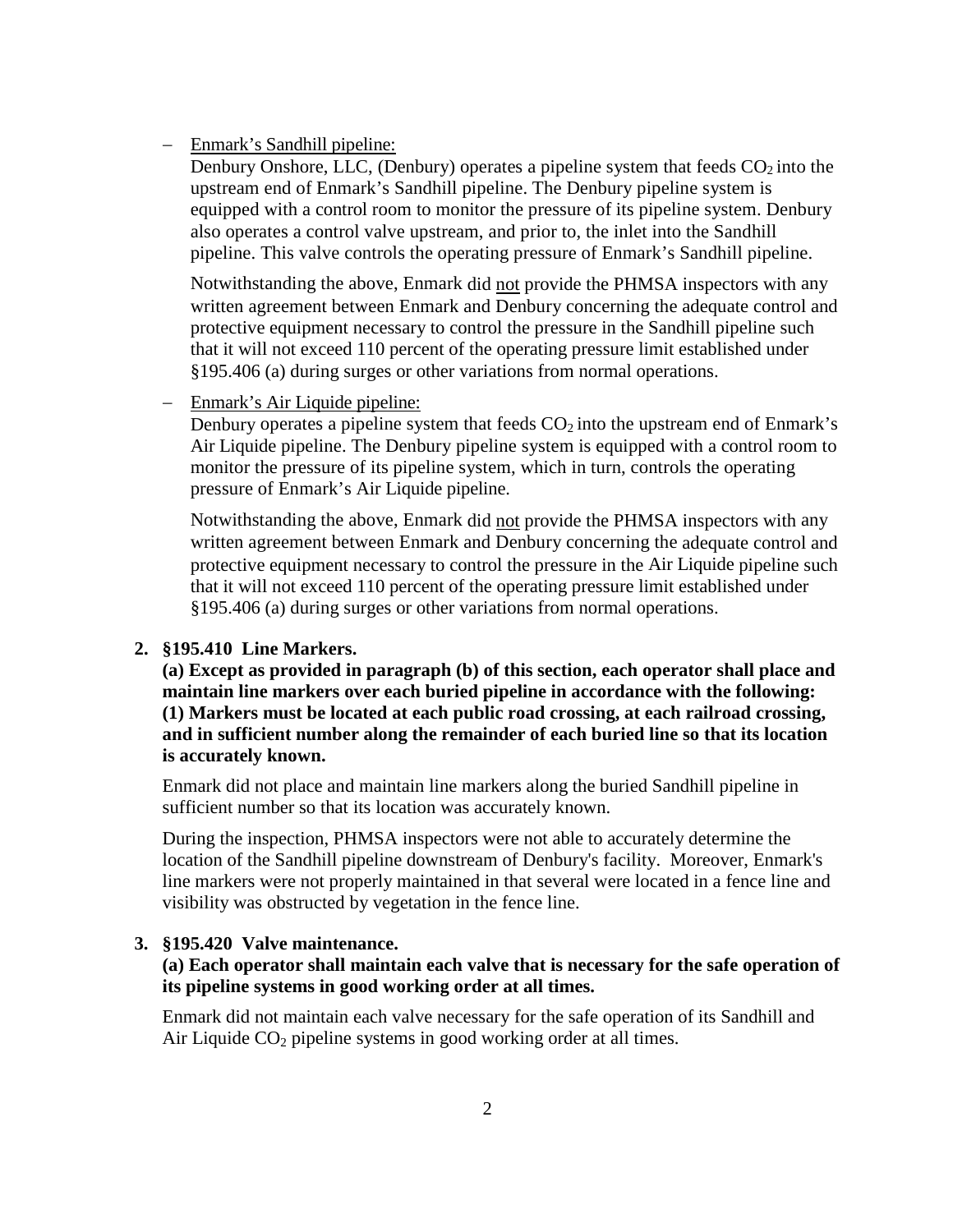- <u>Enmark's Sandhill pipeline:</u>

  Denbury Onshore, LLC, (Denbury) operates a pipeline system that feeds $CO_2$ into the upstream end of Enmark's Sandhill pipeline. The Denbury pipeline system is equipped with a control room to monitor the pressure of its pipeline system. Denbury also operates a control valve upstream, and prior to, the inlet into the Sandhill pipeline. This valve controls the operating pressure of Enmark's Sandhill pipeline.

  Notwithstanding the above, Enmark did <u>not</u> provide the PHMSA inspectors with any written agreement between Enmark and Denbury concerning the adequate control and protective equipment necessary to control the pressure in the Sandhill pipeline such that it will not exceed 110 percent of the operating pressure limit established under §195.406 (a) during surges or other variations from normal operations.

- <u>Enmark's Air Liquide pipeline:</u>

  Denbury operates a pipeline system that feeds $CO_2$ into the upstream end of Enmark's Air Liquide pipeline. The Denbury pipeline system is equipped with a control room to monitor the pressure of its pipeline system, which in turn, controls the operating pressure of Enmark's Air Liquide pipeline.

  Notwithstanding the above, Enmark did <u>not</u> provide the PHMSA inspectors with any written agreement between Enmark and Denbury concerning the adequate control and protective equipment necessary to control the pressure in the Air Liquide pipeline such that it will not exceed 110 percent of the operating pressure limit established under §195.406 (a) during surges or other variations from normal operations.

2. **§195.410 Line Markers.**

   **(a) Except as provided in paragraph (b) of this section, each operator shall place and maintain line markers over each buried pipeline in accordance with the following:**
   **(1) Markers must be located at each public road crossing, at each railroad crossing, and in sufficient number along the remainder of each buried line so that its location is accurately known.**

   Enmark did not place and maintain line markers along the buried Sandhill pipeline in sufficient number so that its location was accurately known.

   During the inspection, PHMSA inspectors were not able to accurately determine the location of the Sandhill pipeline downstream of Denbury's facility. Moreover, Enmark's line markers were not properly maintained in that several were located in a fence line and visibility was obstructed by vegetation in the fence line.

3. **§195.420 Valve maintenance.**

   **(a) Each operator shall maintain each valve that is necessary for the safe operation of its pipeline systems in good working order at all times.**

   Enmark did not maintain each valve necessary for the safe operation of its Sandhill and Air Liquide $CO_2$ pipeline systems in good working order at all times.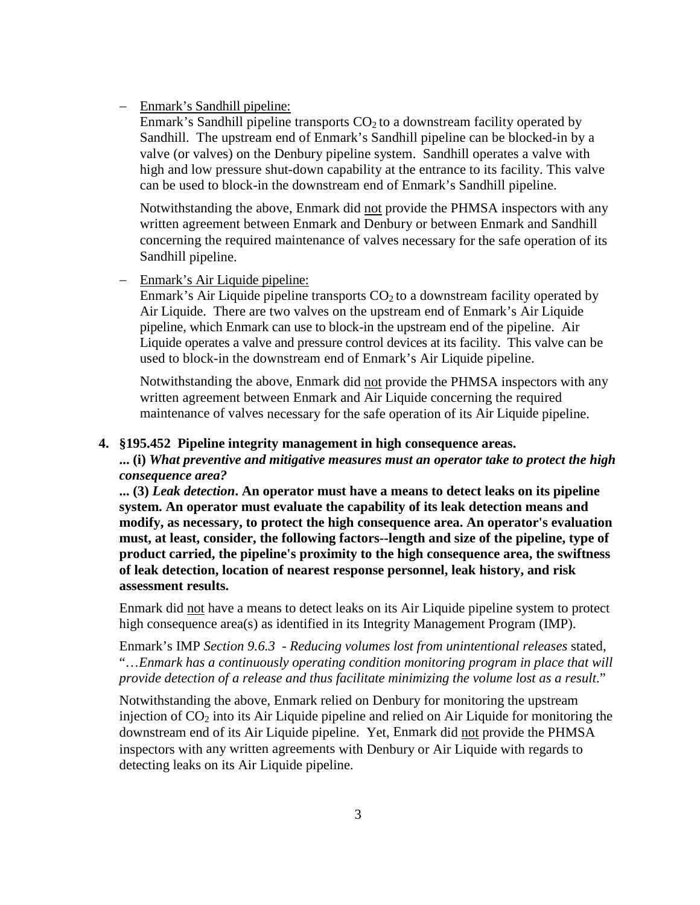- <u>Enmark's Sandhill pipeline:</u>
  Enmark's Sandhill pipeline transports $CO_2$ to a downstream facility operated by Sandhill. The upstream end of Enmark's Sandhill pipeline can be blocked-in by a valve (or valves) on the Denbury pipeline system. Sandhill operates a valve with high and low pressure shut-down capability at the entrance to its facility. This valve can be used to block-in the downstream end of Enmark's Sandhill pipeline.

  Notwithstanding the above, Enmark did <u>not</u> provide the PHMSA inspectors with any written agreement between Enmark and Denbury or between Enmark and Sandhill concerning the required maintenance of valves necessary for the safe operation of its Sandhill pipeline.

- <u>Enmark's Air Liquide pipeline:</u>
  Enmark's Air Liquide pipeline transports $CO_2$ to a downstream facility operated by Air Liquide. There are two valves on the upstream end of Enmark's Air Liquide pipeline, which Enmark can use to block-in the upstream end of the pipeline. Air Liquide operates a valve and pressure control devices at its facility. This valve can be used to block-in the downstream end of Enmark's Air Liquide pipeline.

  Notwithstanding the above, Enmark did <u>not</u> provide the PHMSA inspectors with any written agreement between Enmark and Air Liquide concerning the required maintenance of valves necessary for the safe operation of its Air Liquide pipeline.

**4. §195.452 Pipeline integrity management in high consequence areas.**
**... (i)** ***What preventive and mitigative measures must an operator take to protect the high consequence area?***
**... (3)** ***Leak detection*****. An operator must have a means to detect leaks on its pipeline system. An operator must evaluate the capability of its leak detection means and modify, as necessary, to protect the high consequence area. An operator's evaluation must, at least, consider, the following factors--length and size of the pipeline, type of product carried, the pipeline's proximity to the high consequence area, the swiftness of leak detection, location of nearest response personnel, leak history, and risk assessment results.**

Enmark did <u>not</u> have a means to detect leaks on its Air Liquide pipeline system to protect high consequence area(s) as identified in its Integrity Management Program (IMP).

Enmark's IMP *Section 9.6.3 - Reducing volumes lost from unintentional releases* stated, "…*Enmark has a continuously operating condition monitoring program in place that will provide detection of a release and thus facilitate minimizing the volume lost as a result*."

Notwithstanding the above, Enmark relied on Denbury for monitoring the upstream injection of $CO_2$ into its Air Liquide pipeline and relied on Air Liquide for monitoring the downstream end of its Air Liquide pipeline. Yet, Enmark did <u>not</u> provide the PHMSA inspectors with any written agreements with Denbury or Air Liquide with regards to detecting leaks on its Air Liquide pipeline.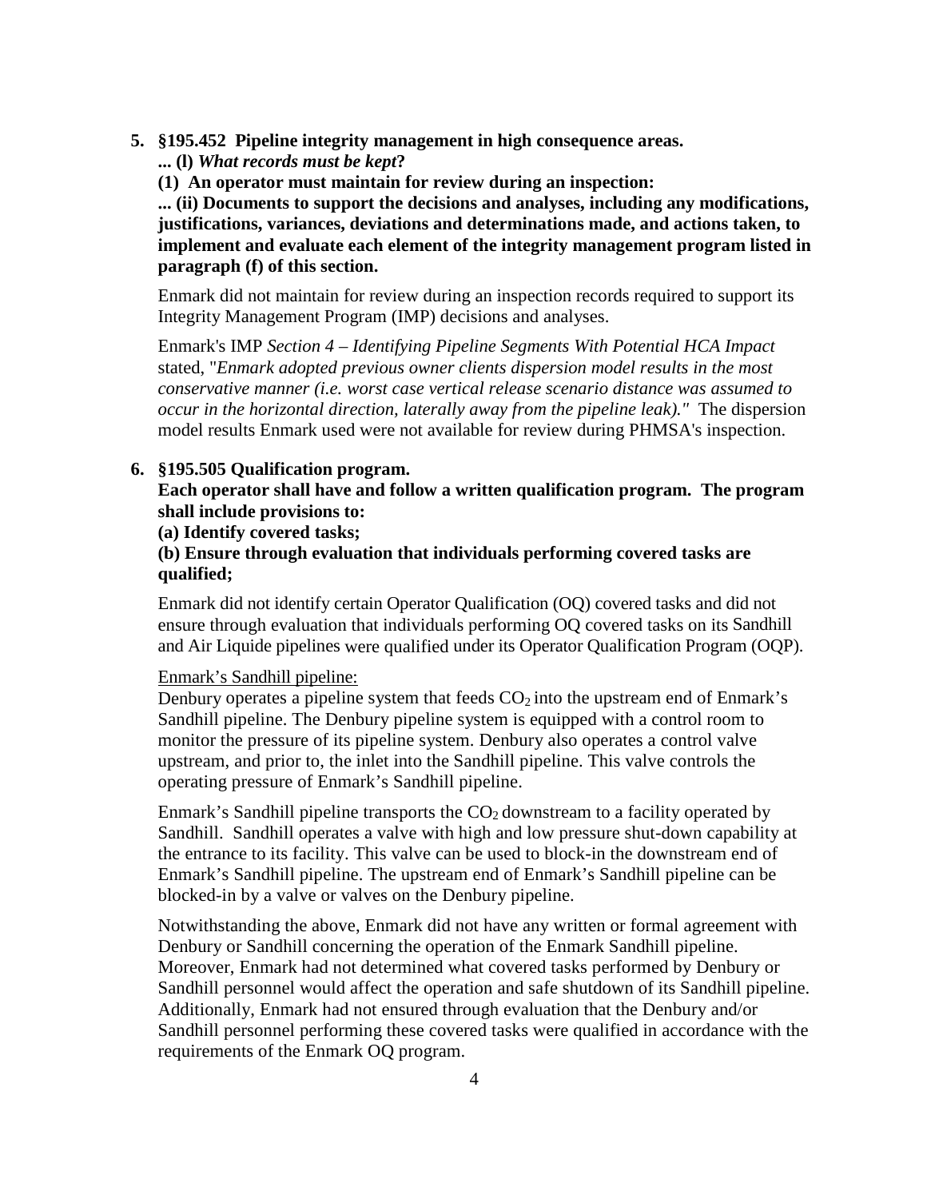**5. §195.452 Pipeline integrity management in high consequence areas.**

**... (l)** ***What records must be kept*****?**

**(1) An operator must maintain for review during an inspection:**

**... (ii) Documents to support the decisions and analyses, including any modifications, justifications, variances, deviations and determinations made, and actions taken, to implement and evaluate each element of the integrity management program listed in paragraph (f) of this section.**

Enmark did not maintain for review during an inspection records required to support its Integrity Management Program (IMP) decisions and analyses.

Enmark's IMP *Section 4 – Identifying Pipeline Segments With Potential HCA Impact* stated, "*Enmark adopted previous owner clients dispersion model results in the most conservative manner (i.e. worst case vertical release scenario distance was assumed to occur in the horizontal direction, laterally away from the pipeline leak)."* The dispersion model results Enmark used were not available for review during PHMSA's inspection.

**6. §195.505 Qualification program.**

**Each operator shall have and follow a written qualification program. The program shall include provisions to:**

**(a) Identify covered tasks;**

**(b) Ensure through evaluation that individuals performing covered tasks are qualified;**

Enmark did not identify certain Operator Qualification (OQ) covered tasks and did not ensure through evaluation that individuals performing OQ covered tasks on its Sandhill and Air Liquide pipelines were qualified under its Operator Qualification Program (OQP).

Enmark's Sandhill pipeline:

Denbury operates a pipeline system that feeds $CO_2$ into the upstream end of Enmark's Sandhill pipeline. The Denbury pipeline system is equipped with a control room to monitor the pressure of its pipeline system. Denbury also operates a control valve upstream, and prior to, the inlet into the Sandhill pipeline. This valve controls the operating pressure of Enmark's Sandhill pipeline.

Enmark's Sandhill pipeline transports the $CO_2$ downstream to a facility operated by Sandhill. Sandhill operates a valve with high and low pressure shut-down capability at the entrance to its facility. This valve can be used to block-in the downstream end of Enmark's Sandhill pipeline. The upstream end of Enmark's Sandhill pipeline can be blocked-in by a valve or valves on the Denbury pipeline.

Notwithstanding the above, Enmark did not have any written or formal agreement with Denbury or Sandhill concerning the operation of the Enmark Sandhill pipeline. Moreover, Enmark had not determined what covered tasks performed by Denbury or Sandhill personnel would affect the operation and safe shutdown of its Sandhill pipeline. Additionally, Enmark had not ensured through evaluation that the Denbury and/or Sandhill personnel performing these covered tasks were qualified in accordance with the requirements of the Enmark OQ program.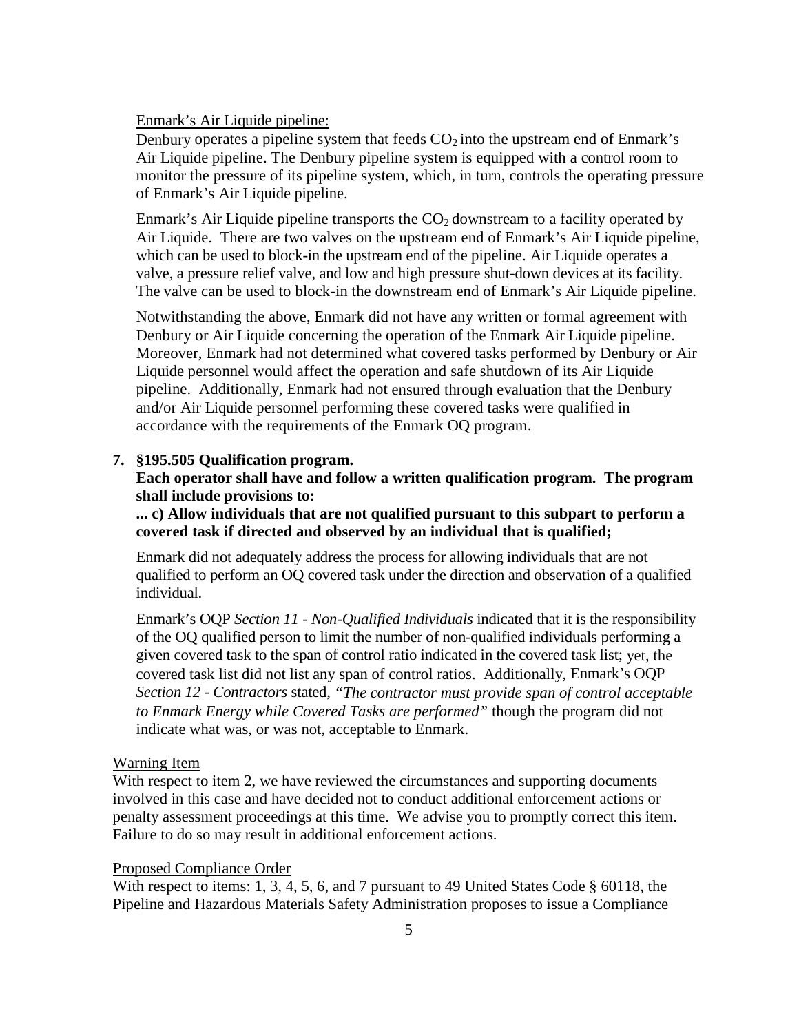Enmark's Air Liquide pipeline:

Denbury operates a pipeline system that feeds $CO_2$ into the upstream end of Enmark's Air Liquide pipeline. The Denbury pipeline system is equipped with a control room to monitor the pressure of its pipeline system, which, in turn, controls the operating pressure of Enmark's Air Liquide pipeline.

Enmark's Air Liquide pipeline transports the $CO_2$ downstream to a facility operated by Air Liquide. There are two valves on the upstream end of Enmark's Air Liquide pipeline, which can be used to block-in the upstream end of the pipeline. Air Liquide operates a valve, a pressure relief valve, and low and high pressure shut-down devices at its facility. The valve can be used to block-in the downstream end of Enmark's Air Liquide pipeline.

Notwithstanding the above, Enmark did not have any written or formal agreement with Denbury or Air Liquide concerning the operation of the Enmark Air Liquide pipeline. Moreover, Enmark had not determined what covered tasks performed by Denbury or Air Liquide personnel would affect the operation and safe shutdown of its Air Liquide pipeline. Additionally, Enmark had not ensured through evaluation that the Denbury and/or Air Liquide personnel performing these covered tasks were qualified in accordance with the requirements of the Enmark OQ program.

**7. §195.505 Qualification program.**
**Each operator shall have and follow a written qualification program. The program shall include provisions to:**
**... c) Allow individuals that are not qualified pursuant to this subpart to perform a covered task if directed and observed by an individual that is qualified;**

Enmark did not adequately address the process for allowing individuals that are not qualified to perform an OQ covered task under the direction and observation of a qualified individual.

Enmark's OQP *Section 11 - Non-Qualified Individuals* indicated that it is the responsibility of the OQ qualified person to limit the number of non-qualified individuals performing a given covered task to the span of control ratio indicated in the covered task list; yet, the covered task list did not list any span of control ratios. Additionally, Enmark's OQP *Section 12 - Contractors* stated, *"The contractor must provide span of control acceptable to Enmark Energy while Covered Tasks are performed"* though the program did not indicate what was, or was not, acceptable to Enmark.

Warning Item

With respect to item 2, we have reviewed the circumstances and supporting documents involved in this case and have decided not to conduct additional enforcement actions or penalty assessment proceedings at this time. We advise you to promptly correct this item. Failure to do so may result in additional enforcement actions.

Proposed Compliance Order

With respect to items: 1, 3, 4, 5, 6, and 7 pursuant to 49 United States Code § 60118, the Pipeline and Hazardous Materials Safety Administration proposes to issue a Compliance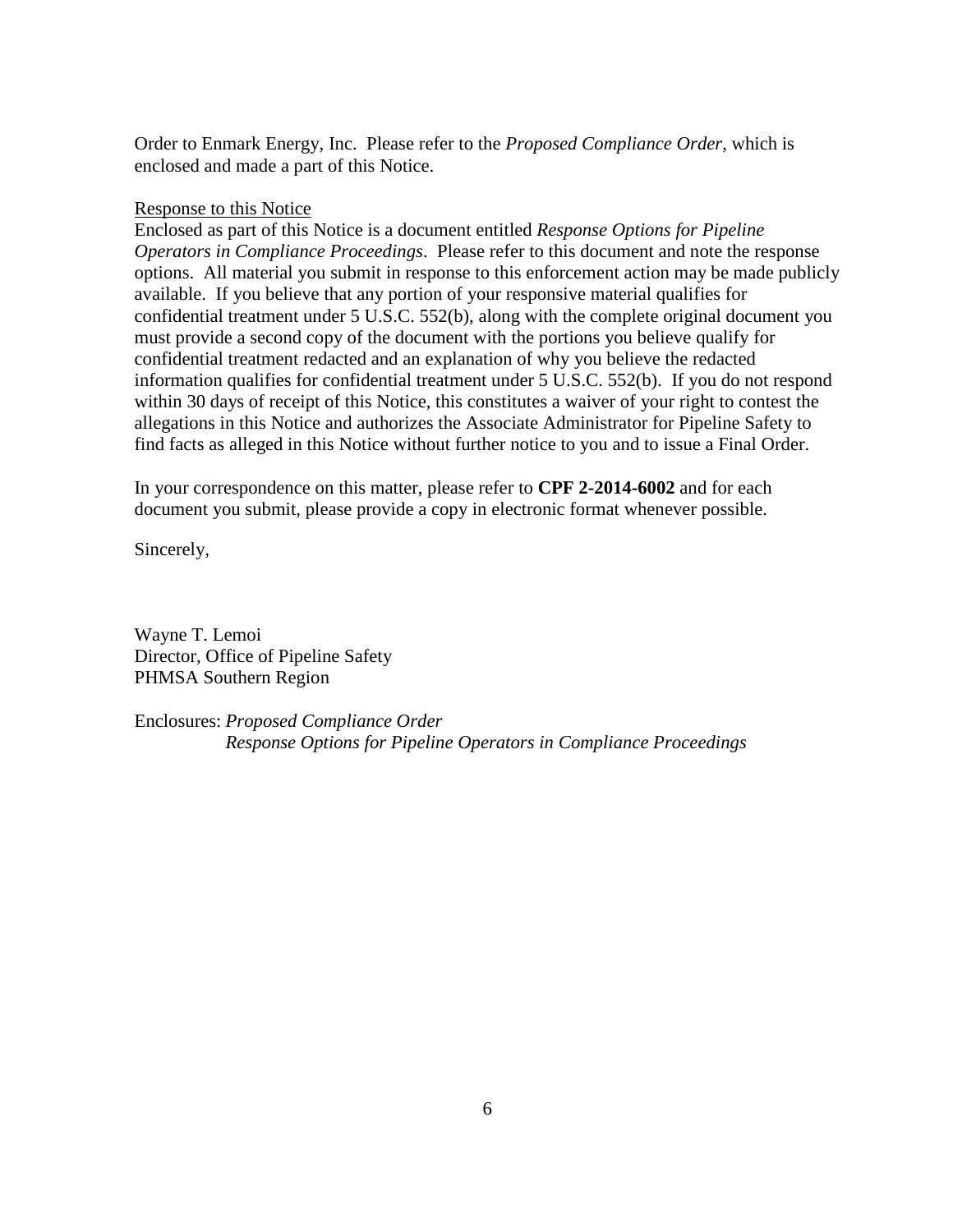Order to Enmark Energy, Inc. Please refer to the *Proposed Compliance Order*, which is enclosed and made a part of this Notice.

Response to this Notice

Enclosed as part of this Notice is a document entitled *Response Options for Pipeline Operators in Compliance Proceedings*. Please refer to this document and note the response options. All material you submit in response to this enforcement action may be made publicly available. If you believe that any portion of your responsive material qualifies for confidential treatment under 5 U.S.C. 552(b), along with the complete original document you must provide a second copy of the document with the portions you believe qualify for confidential treatment redacted and an explanation of why you believe the redacted information qualifies for confidential treatment under 5 U.S.C. 552(b). If you do not respond within 30 days of receipt of this Notice, this constitutes a waiver of your right to contest the allegations in this Notice and authorizes the Associate Administrator for Pipeline Safety to find facts as alleged in this Notice without further notice to you and to issue a Final Order.

In your correspondence on this matter, please refer to **CPF 2-2014-6002** and for each document you submit, please provide a copy in electronic format whenever possible.

Sincerely,

Wayne T. Lemoi
Director, Office of Pipeline Safety
PHMSA Southern Region

Enclosures: *Proposed Compliance Order*
*Response Options for Pipeline Operators in Compliance Proceedings*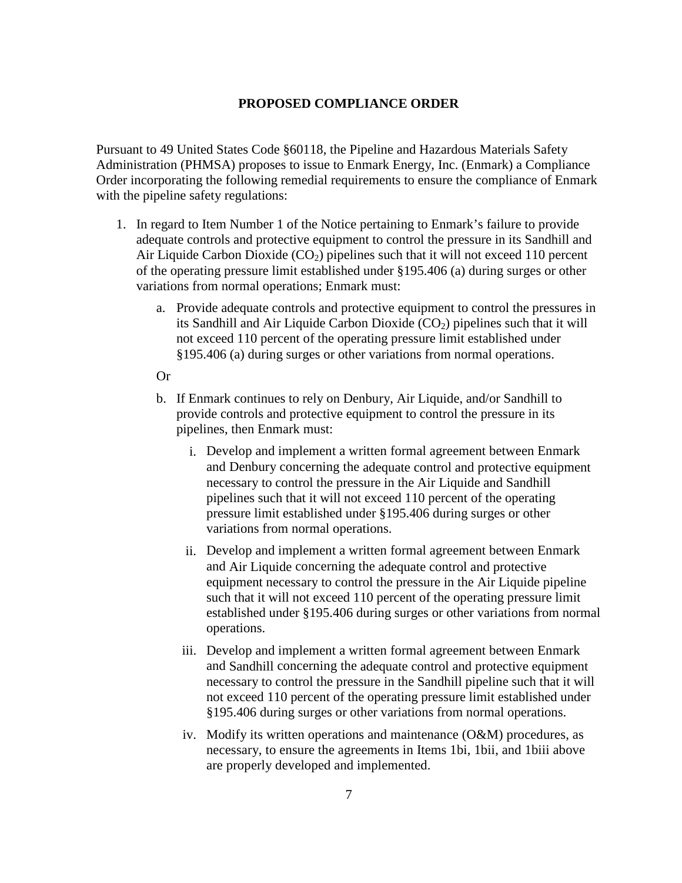**PROPOSED COMPLIANCE ORDER**

Pursuant to 49 United States Code §60118, the Pipeline and Hazardous Materials Safety Administration (PHMSA) proposes to issue to Enmark Energy, Inc. (Enmark) a Compliance Order incorporating the following remedial requirements to ensure the compliance of Enmark with the pipeline safety regulations:

1. In regard to Item Number 1 of the Notice pertaining to Enmark's failure to provide adequate controls and protective equipment to control the pressure in its Sandhill and Air Liquide Carbon Dioxide ($CO_2$) pipelines such that it will not exceed 110 percent of the operating pressure limit established under §195.406 (a) during surges or other variations from normal operations; Enmark must:

    a. Provide adequate controls and protective equipment to control the pressures in its Sandhill and Air Liquide Carbon Dioxide ($CO_2$) pipelines such that it will not exceed 110 percent of the operating pressure limit established under §195.406 (a) during surges or other variations from normal operations.

    Or

    b. If Enmark continues to rely on Denbury, Air Liquide, and/or Sandhill to provide controls and protective equipment to control the pressure in its pipelines, then Enmark must:

        i. Develop and implement a written formal agreement between Enmark and Denbury concerning the adequate control and protective equipment necessary to control the pressure in the Air Liquide and Sandhill pipelines such that it will not exceed 110 percent of the operating pressure limit established under §195.406 during surges or other variations from normal operations.

        ii. Develop and implement a written formal agreement between Enmark and Air Liquide concerning the adequate control and protective equipment necessary to control the pressure in the Air Liquide pipeline such that it will not exceed 110 percent of the operating pressure limit established under §195.406 during surges or other variations from normal operations.

        iii. Develop and implement a written formal agreement between Enmark and Sandhill concerning the adequate control and protective equipment necessary to control the pressure in the Sandhill pipeline such that it will not exceed 110 percent of the operating pressure limit established under §195.406 during surges or other variations from normal operations.

        iv. Modify its written operations and maintenance (O&M) procedures, as necessary, to ensure the agreements in Items 1bi, 1bii, and 1biii above are properly developed and implemented.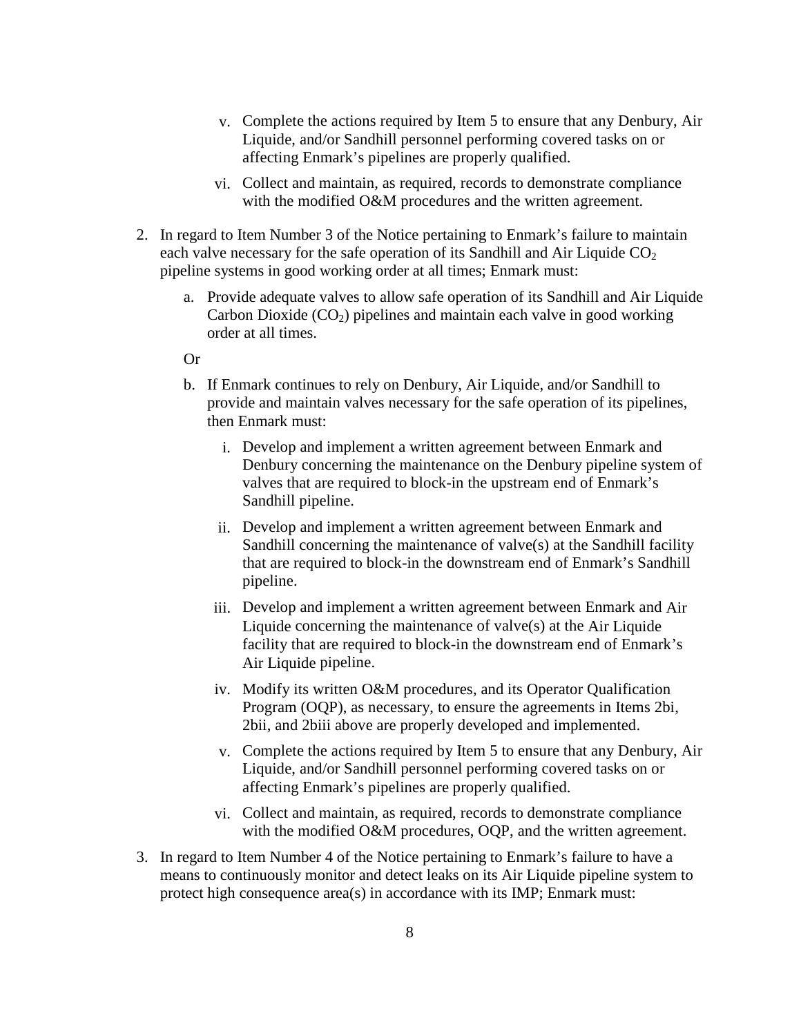v. Complete the actions required by Item 5 to ensure that any Denbury, Air Liquide, and/or Sandhill personnel performing covered tasks on or affecting Enmark's pipelines are properly qualified.

   vi. Collect and maintain, as required, records to demonstrate compliance with the modified O&M procedures and the written agreement.

2. In regard to Item Number 3 of the Notice pertaining to Enmark's failure to maintain each valve necessary for the safe operation of its Sandhill and Air Liquide $CO_2$ pipeline systems in good working order at all times; Enmark must:

   a. Provide adequate valves to allow safe operation of its Sandhill and Air Liquide Carbon Dioxide ($CO_2$) pipelines and maintain each valve in good working order at all times.

   Or

   b. If Enmark continues to rely on Denbury, Air Liquide, and/or Sandhill to provide and maintain valves necessary for the safe operation of its pipelines, then Enmark must:

      i. Develop and implement a written agreement between Enmark and Denbury concerning the maintenance on the Denbury pipeline system of valves that are required to block-in the upstream end of Enmark's Sandhill pipeline.

      ii. Develop and implement a written agreement between Enmark and Sandhill concerning the maintenance of valve(s) at the Sandhill facility that are required to block-in the downstream end of Enmark's Sandhill pipeline.

      iii. Develop and implement a written agreement between Enmark and Air Liquide concerning the maintenance of valve(s) at the Air Liquide facility that are required to block-in the downstream end of Enmark's Air Liquide pipeline.

      iv. Modify its written O&M procedures, and its Operator Qualification Program (OQP), as necessary, to ensure the agreements in Items 2bi, 2bii, and 2biii above are properly developed and implemented.

      v. Complete the actions required by Item 5 to ensure that any Denbury, Air Liquide, and/or Sandhill personnel performing covered tasks on or affecting Enmark's pipelines are properly qualified.

      vi. Collect and maintain, as required, records to demonstrate compliance with the modified O&M procedures, OQP, and the written agreement.

3. In regard to Item Number 4 of the Notice pertaining to Enmark's failure to have a means to continuously monitor and detect leaks on its Air Liquide pipeline system to protect high consequence area(s) in accordance with its IMP; Enmark must: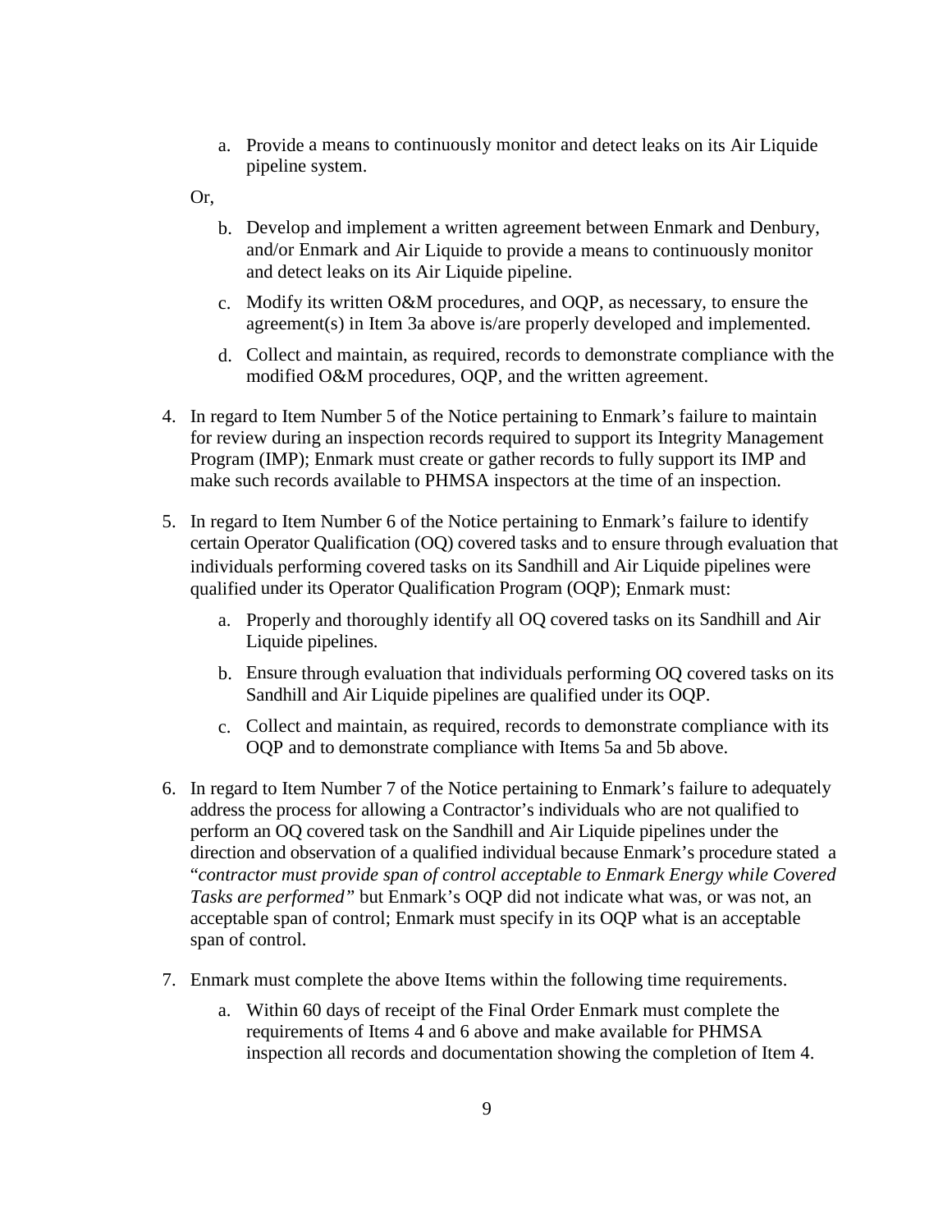a. Provide a means to continuously monitor and detect leaks on its Air Liquide pipeline system.

   Or,

   b. Develop and implement a written agreement between Enmark and Denbury, and/or Enmark and Air Liquide to provide a means to continuously monitor and detect leaks on its Air Liquide pipeline.

   c. Modify its written O&M procedures, and OQP, as necessary, to ensure the agreement(s) in Item 3a above is/are properly developed and implemented.

   d. Collect and maintain, as required, records to demonstrate compliance with the modified O&M procedures, OQP, and the written agreement.

4. In regard to Item Number 5 of the Notice pertaining to Enmark's failure to maintain for review during an inspection records required to support its Integrity Management Program (IMP); Enmark must create or gather records to fully support its IMP and make such records available to PHMSA inspectors at the time of an inspection.

5. In regard to Item Number 6 of the Notice pertaining to Enmark's failure to identify certain Operator Qualification (OQ) covered tasks and to ensure through evaluation that individuals performing covered tasks on its Sandhill and Air Liquide pipelines were qualified under its Operator Qualification Program (OQP); Enmark must:

   a. Properly and thoroughly identify all OQ covered tasks on its Sandhill and Air Liquide pipelines.

   b. Ensure through evaluation that individuals performing OQ covered tasks on its Sandhill and Air Liquide pipelines are qualified under its OQP.

   c. Collect and maintain, as required, records to demonstrate compliance with its OQP and to demonstrate compliance with Items 5a and 5b above.

6. In regard to Item Number 7 of the Notice pertaining to Enmark's failure to adequately address the process for allowing a Contractor's individuals who are not qualified to perform an OQ covered task on the Sandhill and Air Liquide pipelines under the direction and observation of a qualified individual because Enmark's procedure stated a "*contractor must provide span of control acceptable to Enmark Energy while Covered Tasks are performed*" but Enmark's OQP did not indicate what was, or was not, an acceptable span of control; Enmark must specify in its OQP what is an acceptable span of control.

7. Enmark must complete the above Items within the following time requirements.

   a. Within 60 days of receipt of the Final Order Enmark must complete the requirements of Items 4 and 6 above and make available for PHMSA inspection all records and documentation showing the completion of Item 4.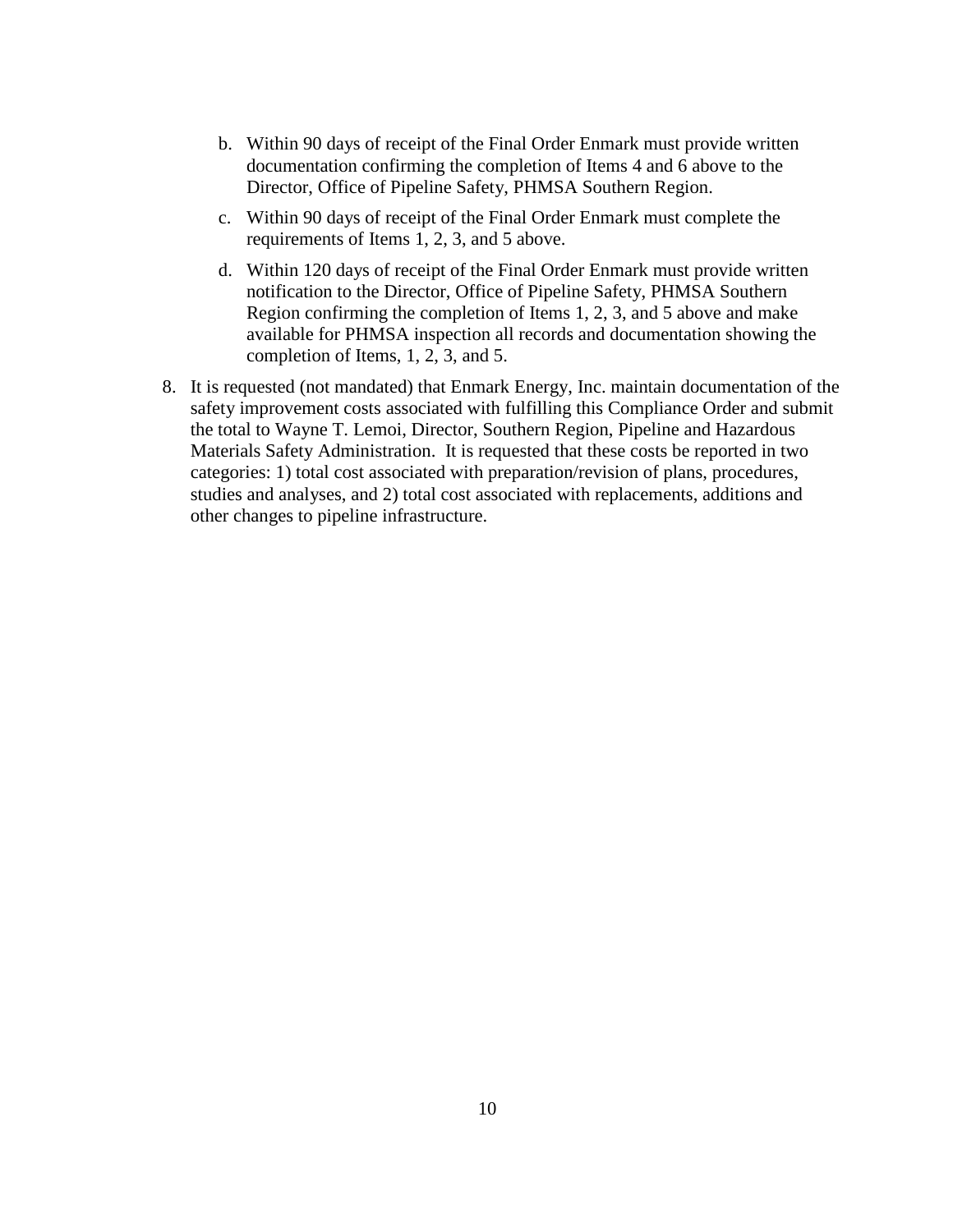b. Within 90 days of receipt of the Final Order Enmark must provide written documentation confirming the completion of Items 4 and 6 above to the Director, Office of Pipeline Safety, PHMSA Southern Region.

c. Within 90 days of receipt of the Final Order Enmark must complete the requirements of Items 1, 2, 3, and 5 above.

d. Within 120 days of receipt of the Final Order Enmark must provide written notification to the Director, Office of Pipeline Safety, PHMSA Southern Region confirming the completion of Items 1, 2, 3, and 5 above and make available for PHMSA inspection all records and documentation showing the completion of Items, 1, 2, 3, and 5.

8. It is requested (not mandated) that Enmark Energy, Inc. maintain documentation of the safety improvement costs associated with fulfilling this Compliance Order and submit the total to Wayne T. Lemoi, Director, Southern Region, Pipeline and Hazardous Materials Safety Administration. It is requested that these costs be reported in two categories: 1) total cost associated with preparation/revision of plans, procedures, studies and analyses, and 2) total cost associated with replacements, additions and other changes to pipeline infrastructure.